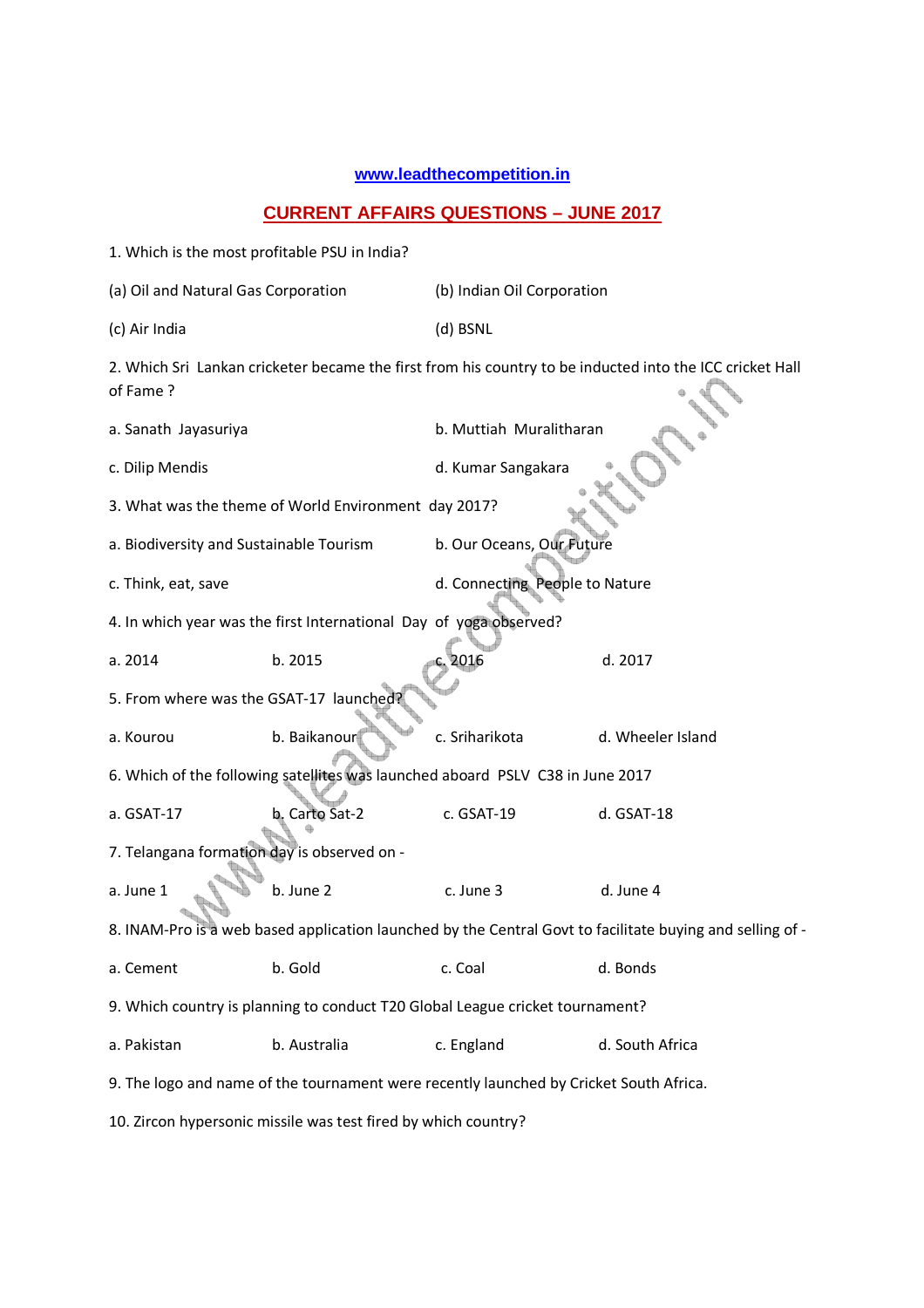www.leadthecompetition.in

## CURRENT AFFAIRS QUESTIONS – JUNE 2017

1. Which is the most profitable PSU in India?

(a) Oil and Natural Gas Corporation (b) Indian Oil Corporation

(c) Air India (d) BSNL

2. Which Sri Lankan cricketer became the first from his country to be inducted into the ICC cricket Hall of Fame ?

a. Sanath Jayasuriya b. Muttiah Muralitharan

c. Dilip Mendis d. Kumar Sangakara

3. What was the theme of World Environment day 2017?

a. Biodiversity and Sustainable Tourism b. Our Oceans, Our Future

c. Think, eat, save d. Connecting People to Nature

4. In which year was the first International Day of yoga observed?

a. 2014 b. 2015 c. 2016 d. 2017

5. From where was the GSAT-17 launched?

a. Kourou b. Baikanour c. Sriharikota d. Wheeler Island

6. Which of the following satellites was launched aboard PSLV C38 in June 2017

a. GSAT-17 b. Carto Sat-2 c. GSAT-19 d. GSAT-18

7. Telangana formation day is observed on -

a. June 1 b. June 2 c. June 3 d. June 4

8. INAM-Pro is a web based application launched by the Central Govt to facilitate buying and selling of -

a. Cement b. Gold c. Coal d. Bonds

9. Which country is planning to conduct T20 Global League cricket tournament?

a. Pakistan b. Australia c. England d. South Africa

9. The logo and name of the tournament were recently launched by Cricket South Africa.

10. Zircon hypersonic missile was test fired by which country?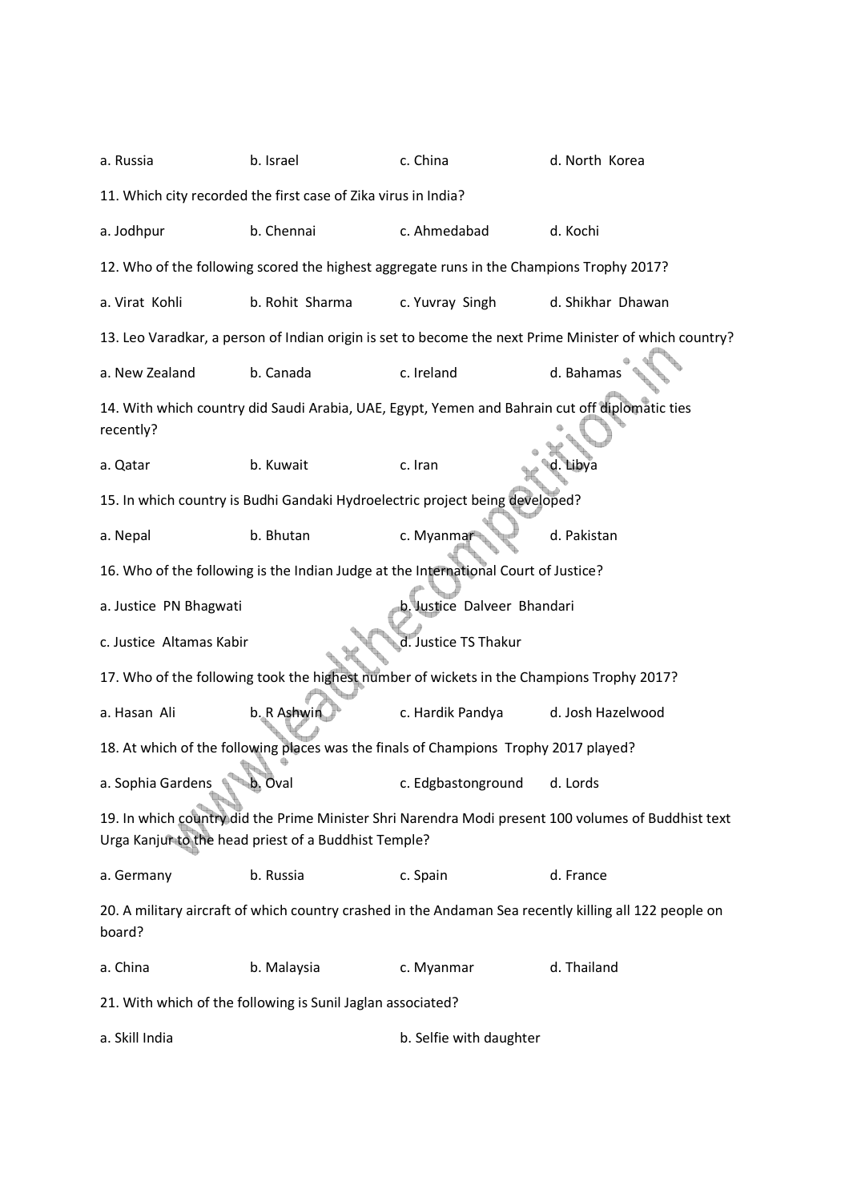a. Russia b. Israel c. China d. North Korea

11. Which city recorded the first case of Zika virus in India?

a. Jodhpur b. Chennai c. Ahmedabad d. Kochi

12. Who of the following scored the highest aggregate runs in the Champions Trophy 2017?

a. Virat Kohli b. Rohit Sharma c. Yuvray Singh d. Shikhar Dhawan

13. Leo Varadkar, a person of Indian origin is set to become the next Prime Minister of which country?

a. New Zealand b. Canada c. Ireland d. Bahamas

14. With which country did Saudi Arabia, UAE, Egypt, Yemen and Bahrain cut off diplomatic ties recently?

a. Qatar b. Kuwait c. Iran d. Libya

15. In which country is Budhi Gandaki Hydroelectric project being developed?

a. Nepal b. Bhutan c. Myanmar d. Pakistan

16. Who of the following is the Indian Judge at the International Court of Justice?

a. Justice PN Bhagwati b. Justice Dalveer Bhandari

c. Justice Altamas Kabir d. Justice TS Thakur

17. Who of the following took the highest number of wickets in the Champions Trophy 2017?

a. Hasan Ali b. R Ashwin c. Hardik Pandya d. Josh Hazelwood

18. At which of the following places was the finals of Champions Trophy 2017 played?

a. Sophia Gardens b. Oval c. Edgbastonground d. Lords

19. In which country did the Prime Minister Shri Narendra Modi present 100 volumes of Buddhist text Urga Kanjur to the head priest of a Buddhist Temple?

a. Germany b. Russia c. Spain d. France

20. A military aircraft of which country crashed in the Andaman Sea recently killing all 122 people on board?

a. China b. Malaysia c. Myanmar d. Thailand

21. With which of the following is Sunil Jaglan associated?

a. Skill India b. Selfie with daughter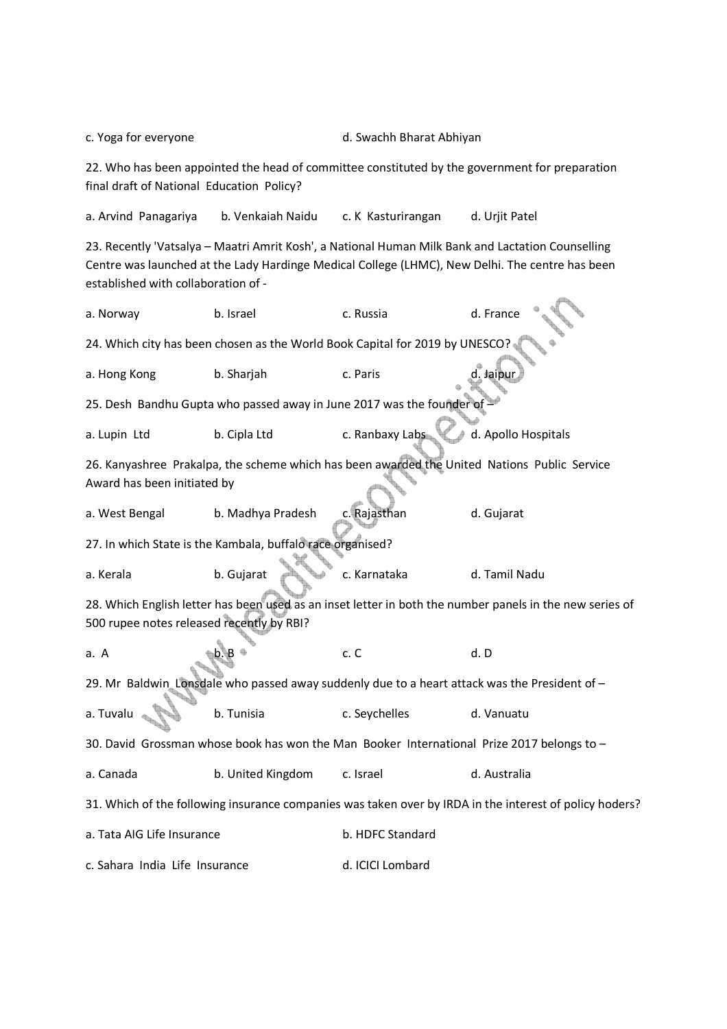c. Yoga for everyone d. Swachh Bharat Abhiyan

22. Who has been appointed the head of committee constituted by the government for preparation final draft of National Education Policy?

a. Arvind Panagariya b. Venkaiah Naidu c. K Kasturirangan d. Urjit Patel

23. Recently 'Vatsalya – Maatri Amrit Kosh', a National Human Milk Bank and Lactation Counselling Centre was launched at the Lady Hardinge Medical College (LHMC), New Delhi. The centre has been established with collaboration of -

a. Norway b. Israel c. Russia d. France

24. Which city has been chosen as the World Book Capital for 2019 by UNESCO?

a. Hong Kong b. Sharjah c. Paris d. Jaipur

25. Desh Bandhu Gupta who passed away in June 2017 was the founder of –

a. Lupin Ltd b. Cipla Ltd c. Ranbaxy Labs d. Apollo Hospitals

26. Kanyashree Prakalpa, the scheme which has been awarded the United Nations Public Service Award has been initiated by

a. West Bengal b. Madhya Pradesh c. Rajasthan d. Gujarat

27. In which State is the Kambala, buffalo race organised?

a. Kerala b. Gujarat c. Karnataka d. Tamil Nadu

28. Which English letter has been used as an inset letter in both the number panels in the new series of 500 rupee notes released recently by RBI?

a. A b. B c. C d. D

29. Mr Baldwin Lonsdale who passed away suddenly due to a heart attack was the President of –

a. Tuvalu b. Tunisia c. Seychelles d. Vanuatu

30. David Grossman whose book has won the Man Booker International Prize 2017 belongs to –

a. Canada b. United Kingdom c. Israel d. Australia

31. Which of the following insurance companies was taken over by IRDA in the interest of policy hoders?

a. Tata AIG Life Insurance b. HDFC Standard

c. Sahara India Life Insurance d. ICICI Lombard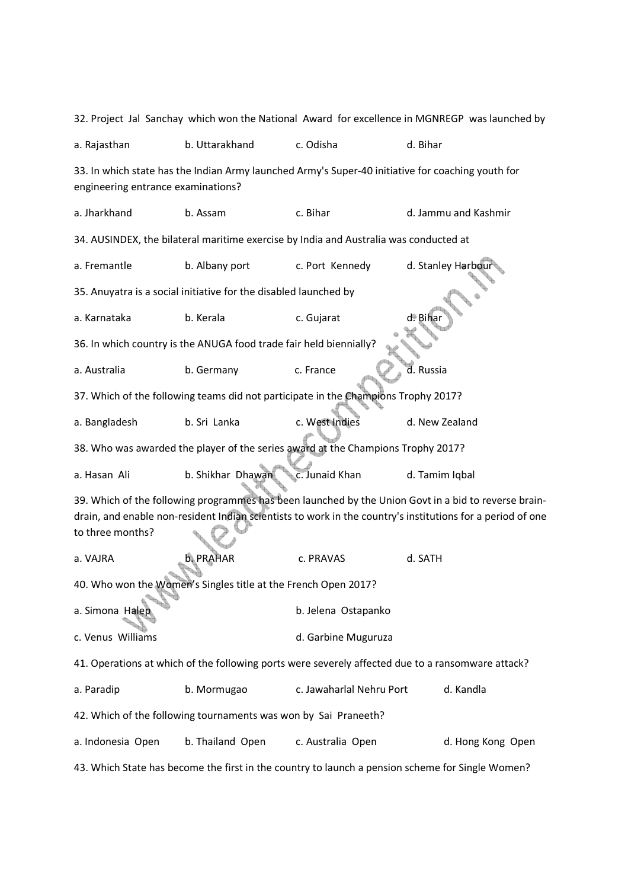32. Project Jal Sanchay which won the National Award for excellence in MGNREGP was launched by

a. Rajasthan    b. Uttarakhand    c. Odisha    d. Bihar

33. In which state has the Indian Army launched Army's Super-40 initiative for coaching youth for engineering entrance examinations?

a. Jharkhand    b. Assam    c. Bihar    d. Jammu and Kashmir

34. AUSINDEX, the bilateral maritime exercise by India and Australia was conducted at

a. Fremantle    b. Albany port    c. Port Kennedy    d. Stanley Harbour

35. Anuyatra is a social initiative for the disabled launched by

a. Karnataka    b. Kerala    c. Gujarat    d. Bihar

36. In which country is the ANUGA food trade fair held biennially?

a. Australia    b. Germany    c. France    d. Russia

37. Which of the following teams did not participate in the Champions Trophy 2017?

a. Bangladesh    b. Sri Lanka    c. West Indies    d. New Zealand

38. Who was awarded the player of the series award at the Champions Trophy 2017?

a. Hasan Ali    b. Shikhar Dhawan    c. Junaid Khan    d. Tamim Iqbal

39. Which of the following programmes has been launched by the Union Govt in a bid to reverse brain-drain, and enable non-resident Indian scientists to work in the country's institutions for a period of one to three months?

a. VAJRA    b. PRAHAR    c. PRAVAS    d. SATH

40. Who won the Women's Singles title at the French Open 2017?

a. Simona Halep    b. Jelena Ostapanko

c. Venus Williams    d. Garbine Muguruza

41. Operations at which of the following ports were severely affected due to a ransomware attack?

a. Paradip    b. Mormugao    c. Jawaharlal Nehru Port    d. Kandla

42. Which of the following tournaments was won by Sai Praneeth?

a. Indonesia Open    b. Thailand Open    c. Australia Open    d. Hong Kong Open

43. Which State has become the first in the country to launch a pension scheme for Single Women?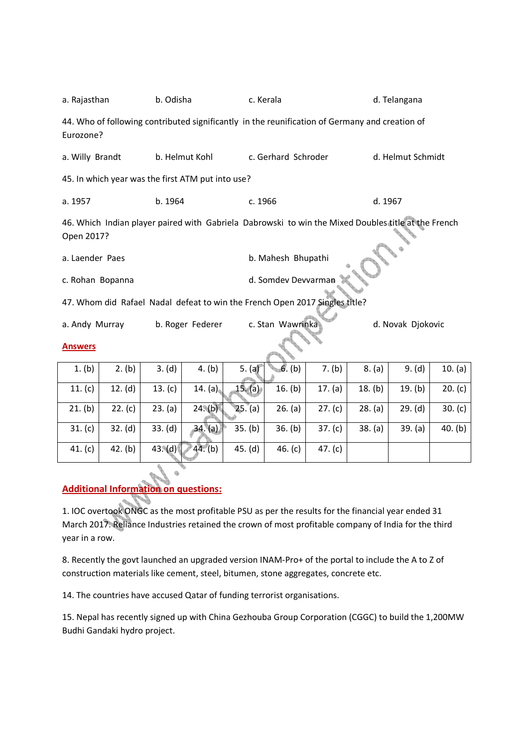a. Rajasthan b. Odisha c. Kerala d. Telangana

44. Who of following contributed significantly in the reunification of Germany and creation of Eurozone?

a. Willy Brandt b. Helmut Kohl c. Gerhard Schroder d. Helmut Schmidt

45. In which year was the first ATM put into use?

a. 1957 b. 1964 c. 1966 d. 1967

46. Which Indian player paired with Gabriela Dabrowski to win the Mixed Doubles title at the French Open 2017?

a. Laender Paes

b. Mahesh Bhupathi

c. Rohan Bopanna

d. Somdev Devvarman

47. Whom did Rafael Nadal defeat to win the French Open 2017 Singles title?

a. Andy Murray b. Roger Federer c. Stan Wawrinka d. Novak Djokovic

## Answers

| | | | | | | | | | |
|---|---|---|---|---|---|---|---|---|---|
| 1. (b) | 2. (b) | 3. (d) | 4. (b) | 5. (a) | 6. (b) | 7. (b) | 8. (a) | 9. (d) | 10. (a) |
| 11. (c) | 12. (d) | 13. (c) | 14. (a) | 15. (a) | 16. (b) | 17. (a) | 18. (b) | 19. (b) | 20. (c) |
| 21. (b) | 22. (c) | 23. (a) | 24. (b) | 25. (a) | 26. (a) | 27. (c) | 28. (a) | 29. (d) | 30. (c) |
| 31. (c) | 32. (d) | 33. (d) | 34. (a) | 35. (b) | 36. (b) | 37. (c) | 38. (a) | 39. (a) | 40. (b) |
| 41. (c) | 42. (b) | 43. (d) | 44. (b) | 45. (d) | 46. (c) | 47. (c) | | | |

## Additional Information on questions:

1. IOC overtook ONGC as the most profitable PSU as per the results for the financial year ended 31 March 2017. Reliance Industries retained the crown of most profitable company of India for the third year in a row.

8. Recently the govt launched an upgraded version INAM-Pro+ of the portal to include the A to Z of construction materials like cement, steel, bitumen, stone aggregates, concrete etc.

14. The countries have accused Qatar of funding terrorist organisations.

15. Nepal has recently signed up with China Gezhouba Group Corporation (CGGC) to build the 1,200MW Budhi Gandaki hydro project.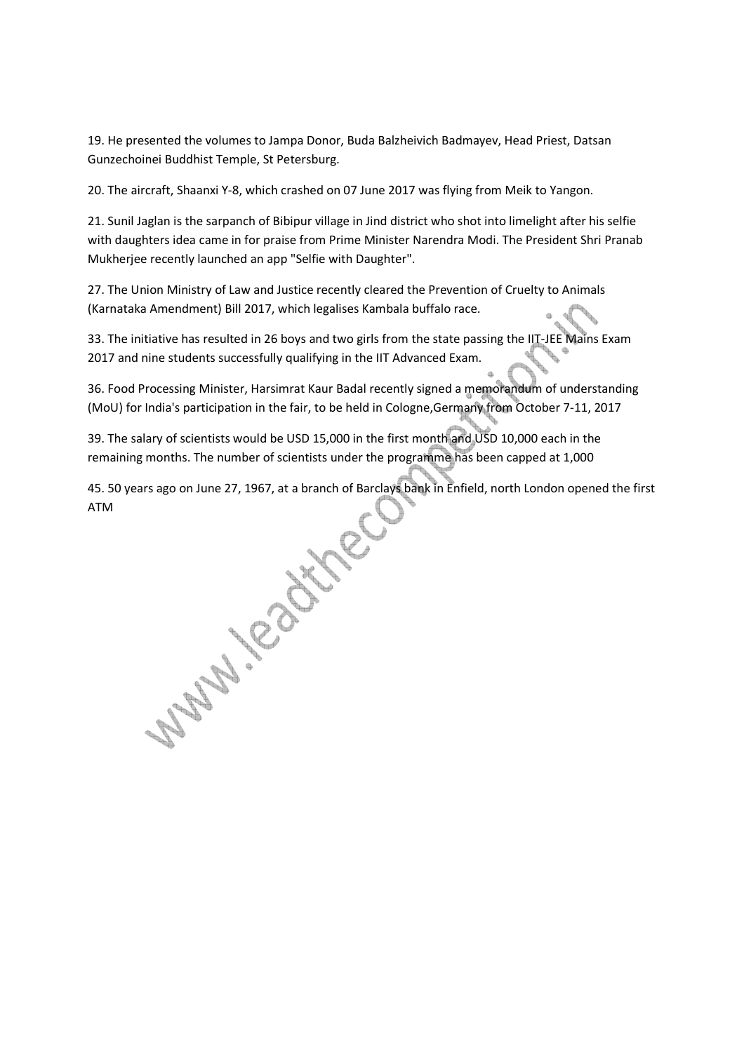19. He presented the volumes to Jampa Donor, Buda Balzheivich Badmayev, Head Priest, Datsan Gunzechoinei Buddhist Temple, St Petersburg.

20. The aircraft, Shaanxi Y-8, which crashed on 07 June 2017 was flying from Meik to Yangon.

21. Sunil Jaglan is the sarpanch of Bibipur village in Jind district who shot into limelight after his selfie with daughters idea came in for praise from Prime Minister Narendra Modi. The President Shri Pranab Mukherjee recently launched an app "Selfie with Daughter".

27. The Union Ministry of Law and Justice recently cleared the Prevention of Cruelty to Animals (Karnataka Amendment) Bill 2017, which legalises Kambala buffalo race.

33. The initiative has resulted in 26 boys and two girls from the state passing the IIT-JEE Mains Exam 2017 and nine students successfully qualifying in the IIT Advanced Exam.

36. Food Processing Minister, Harsimrat Kaur Badal recently signed a memorandum of understanding (MoU) for India's participation in the fair, to be held in Cologne,Germany from October 7-11, 2017

39. The salary of scientists would be USD 15,000 in the first month and USD 10,000 each in the remaining months. The number of scientists under the programme has been capped at 1,000

45. 50 years ago on June 27, 1967, at a branch of Barclays bank in Enfield, north London opened the first ATM